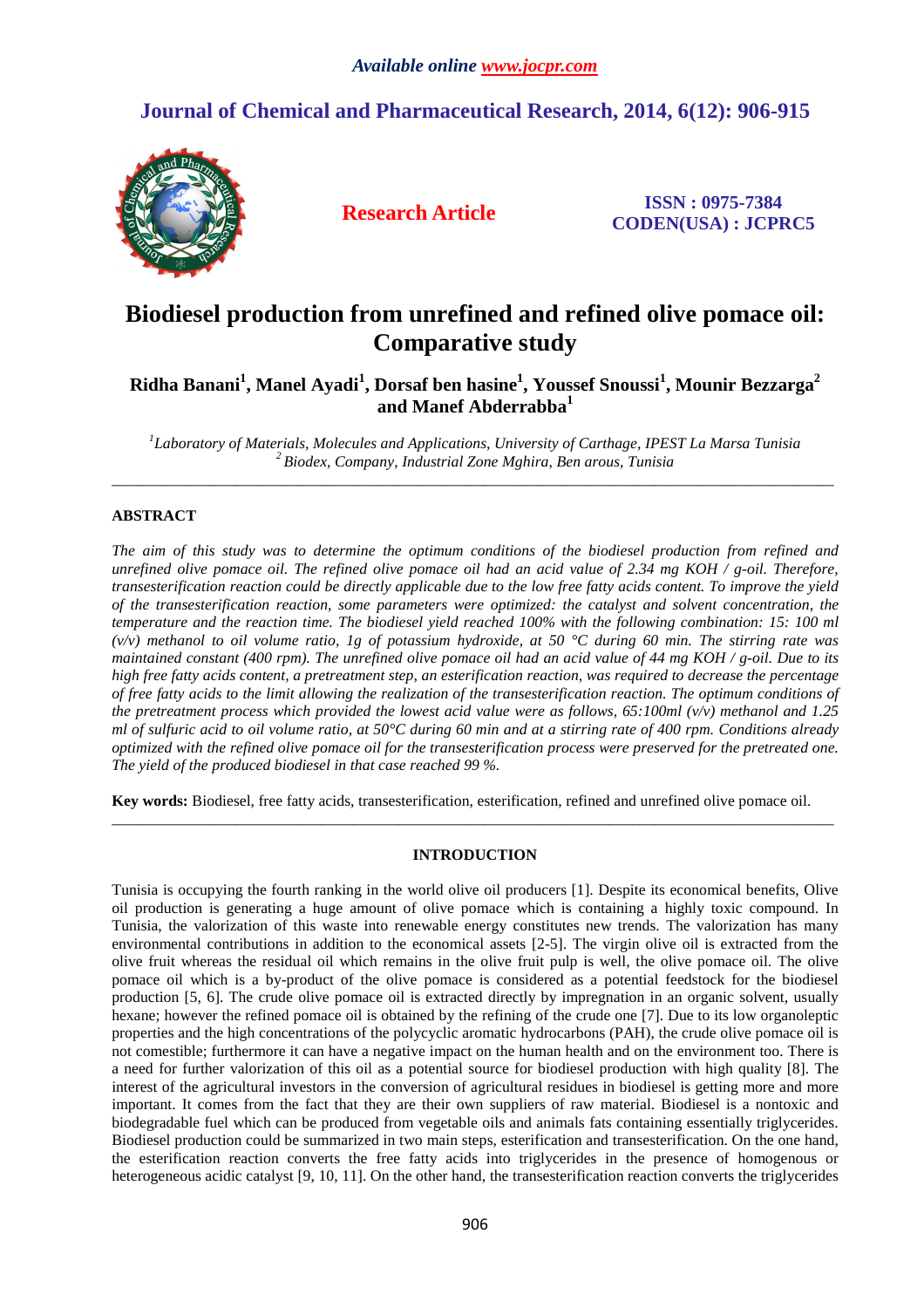# Biodiesel production from unrefined and refined olive pomace oil: Comparative study

**Ridha Banani[1], Manel Ayadi[1], Dorsaf ben hasine[1], Youssef Snoussi[1], Mounir Bezzarga[2] and Manef Abderrabba[1]**

*[1]Laboratory of Materials, Molecules and Applications, University of Carthage, IPEST La Marsa Tunisia*
*[2]Biodex, Company, Industrial Zone Mghira, Ben arous, Tunisia*

---

## ABSTRACT

*The aim of this study was to determine the optimum conditions of the biodiesel production from refined and unrefined olive pomace oil. The refined olive pomace oil had an acid value of 2.34 mg KOH / g-oil. Therefore, transesterification reaction could be directly applicable due to the low free fatty acids content. To improve the yield of the transesterification reaction, some parameters were optimized: the catalyst and solvent concentration, the temperature and the reaction time. The biodiesel yield reached 100% with the following combination: 15: 100 ml (v/v) methanol to oil volume ratio, 1g of potassium hydroxide, at 50 °C during 60 min. The stirring rate was maintained constant (400 rpm). The unrefined olive pomace oil had an acid value of 44 mg KOH / g-oil. Due to its high free fatty acids content, a pretreatment step, an esterification reaction, was required to decrease the percentage of free fatty acids to the limit allowing the realization of the transesterification reaction. The optimum conditions of the pretreatment process which provided the lowest acid value were as follows, 65:100ml (v/v) methanol and 1.25 ml of sulfuric acid to oil volume ratio, at 50°C during 60 min and at a stirring rate of 400 rpm. Conditions already optimized with the refined olive pomace oil for the transesterification process were preserved for the pretreated one. The yield of the produced biodiesel in that case reached 99 %.*

**Key words:** Biodiesel, free fatty acids, transesterification, esterification, refined and unrefined olive pomace oil.

---

## INTRODUCTION

Tunisia is occupying the fourth ranking in the world olive oil producers [1]. Despite its economical benefits, Olive oil production is generating a huge amount of olive pomace which is containing a highly toxic compound. In Tunisia, the valorization of this waste into renewable energy constitutes new trends. The valorization has many environmental contributions in addition to the economical assets [2-5]. The virgin olive oil is extracted from the olive fruit whereas the residual oil which remains in the olive fruit pulp is well, the olive pomace oil. The olive pomace oil which is a by-product of the olive pomace is considered as a potential feedstock for the biodiesel production [5, 6]. The crude olive pomace oil is extracted directly by impregnation in an organic solvent, usually hexane; however the refined pomace oil is obtained by the refining of the crude one [7]. Due to its low organoleptic properties and the high concentrations of the polycyclic aromatic hydrocarbons (PAH), the crude olive pomace oil is not comestible; furthermore it can have a negative impact on the human health and on the environment too. There is a need for further valorization of this oil as a potential source for biodiesel production with high quality [8]. The interest of the agricultural investors in the conversion of agricultural residues in biodiesel is getting more and more important. It comes from the fact that they are their own suppliers of raw material. Biodiesel is a nontoxic and biodegradable fuel which can be produced from vegetable oils and animals fats containing essentially triglycerides. Biodiesel production could be summarized in two main steps, esterification and transesterification. On the one hand, the esterification reaction converts the free fatty acids into triglycerides in the presence of homogenous or heterogeneous acidic catalyst [9, 10, 11]. On the other hand, the transesterification reaction converts the triglycerides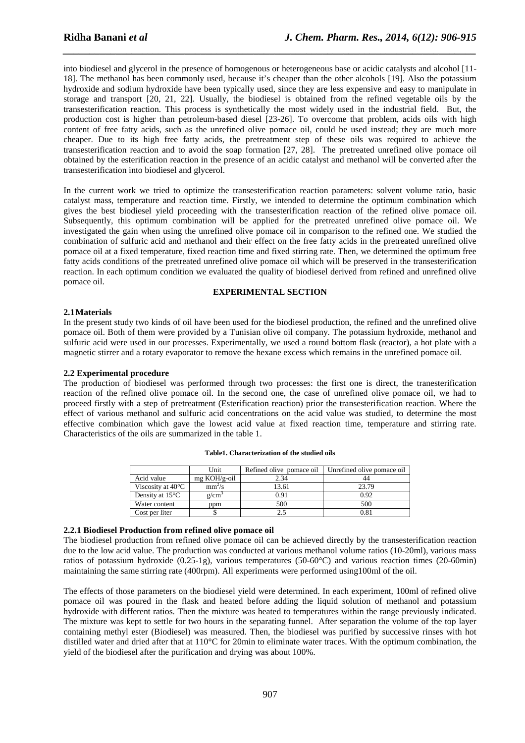into biodiesel and glycerol in the presence of homogenous or heterogeneous base or acidic catalysts and alcohol [11-18]. The methanol has been commonly used, because it's cheaper than the other alcohols [19]. Also the potassium hydroxide and sodium hydroxide have been typically used, since they are less expensive and easy to manipulate in storage and transport [20, 21, 22]. Usually, the biodiesel is obtained from the refined vegetable oils by the transesterification reaction. This process is synthetically the most widely used in the industrial field. But, the production cost is higher than petroleum-based diesel [23-26]. To overcome that problem, acids oils with high content of free fatty acids, such as the unrefined olive pomace oil, could be used instead; they are much more cheaper. Due to its high free fatty acids, the pretreatment step of these oils was required to achieve the transesterification reaction and to avoid the soap formation [27, 28]. The pretreated unrefined olive pomace oil obtained by the esterification reaction in the presence of an acidic catalyst and methanol will be converted after the transesterification into biodiesel and glycerol.

In the current work we tried to optimize the transesterification reaction parameters: solvent volume ratio, basic catalyst mass, temperature and reaction time. Firstly, we intended to determine the optimum combination which gives the best biodiesel yield proceeding with the transesterification reaction of the refined olive pomace oil. Subsequently, this optimum combination will be applied for the pretreated unrefined olive pomace oil. We investigated the gain when using the unrefined olive pomace oil in comparison to the refined one. We studied the combination of sulfuric acid and methanol and their effect on the free fatty acids in the pretreated unrefined olive pomace oil at a fixed temperature, fixed reaction time and fixed stirring rate. Then, we determined the optimum free fatty acids conditions of the pretreated unrefined olive pomace oil which will be preserved in the transesterification reaction. In each optimum condition we evaluated the quality of biodiesel derived from refined and unrefined olive pomace oil.

## EXPERIMENTAL SECTION

### 2.1 Materials

In the present study two kinds of oil have been used for the biodiesel production, the refined and the unrefined olive pomace oil. Both of them were provided by a Tunisian olive oil company. The potassium hydroxide, methanol and sulfuric acid were used in our processes. Experimentally, we used a round bottom flask (reactor), a hot plate with a magnetic stirrer and a rotary evaporator to remove the hexane excess which remains in the unrefined pomace oil.

### 2.2 Experimental procedure

The production of biodiesel was performed through two processes: the first one is direct, the tranesterification reaction of the refined olive pomace oil. In the second one, the case of unrefined olive pomace oil, we had to proceed firstly with a step of pretreatment (Esterification reaction) prior the transesterification reaction. Where the effect of various methanol and sulfuric acid concentrations on the acid value was studied, to determine the most effective combination which gave the lowest acid value at fixed reaction time, temperature and stirring rate. Characteristics of the oils are summarized in the table 1.

**Table1. Characterization of the studied oils**

| | Unit | Refined olive pomace oil | Unrefined olive pomace oil |
|---|---|---|---|
| Acid value | mg KOH/g-oil | 2.34 | 44 |
| Viscosity at 40°C | $mm^2/s$ | 13.61 | 23.79 |
| Density at 15°C | $g/cm^3$ | 0.91 | 0.92 |
| Water content | ppm | 500 | 500 |
| Cost per liter | $ | 2.5 | 0.81 |

#### 2.2.1 Biodiesel Production from refined olive pomace oil

The biodiesel production from refined olive pomace oil can be achieved directly by the transesterification reaction due to the low acid value. The production was conducted at various methanol volume ratios (10-20ml), various mass ratios of potassium hydroxide (0.25-1g), various temperatures (50-60°C) and various reaction times (20-60min) maintaining the same stirring rate (400rpm). All experiments were performed using100ml of the oil.

The effects of those parameters on the biodiesel yield were determined. In each experiment, 100ml of refined olive pomace oil was poured in the flask and heated before adding the liquid solution of methanol and potassium hydroxide with different ratios. Then the mixture was heated to temperatures within the range previously indicated. The mixture was kept to settle for two hours in the separating funnel. After separation the volume of the top layer containing methyl ester (Biodiesel) was measured. Then, the biodiesel was purified by successive rinses with hot distilled water and dried after that at 110°C for 20min to eliminate water traces. With the optimum combination, the yield of the biodiesel after the purification and drying was about 100%.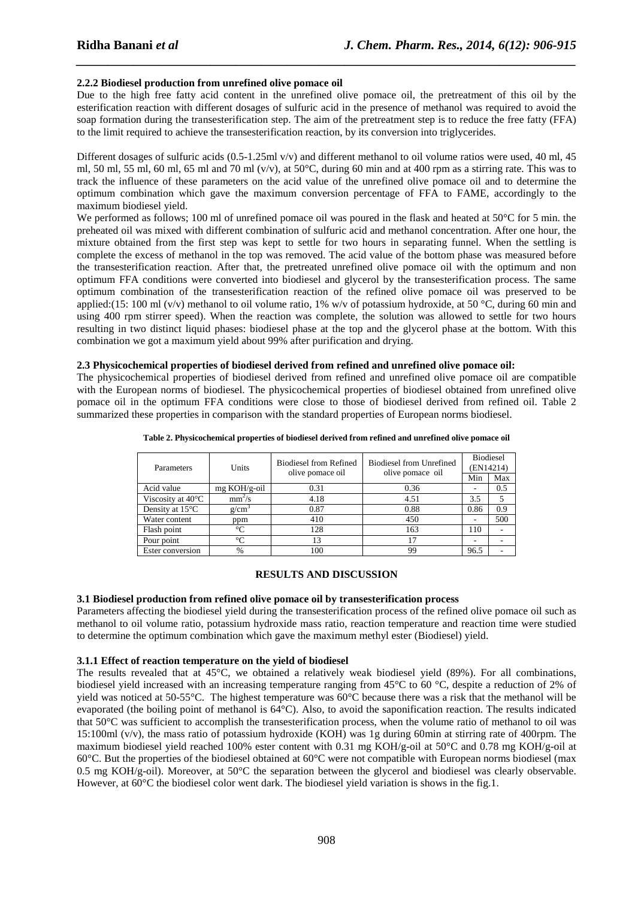### 2.2.2 Biodiesel production from unrefined olive pomace oil

Due to the high free fatty acid content in the unrefined olive pomace oil, the pretreatment of this oil by the esterification reaction with different dosages of sulfuric acid in the presence of methanol was required to avoid the soap formation during the transesterification step. The aim of the pretreatment step is to reduce the free fatty (FFA) to the limit required to achieve the transesterification reaction, by its conversion into triglycerides.

Different dosages of sulfuric acids (0.5-1.25ml v/v) and different methanol to oil volume ratios were used, 40 ml, 45 ml, 50 ml, 55 ml, 60 ml, 65 ml and 70 ml (v/v), at 50°C, during 60 min and at 400 rpm as a stirring rate. This was to track the influence of these parameters on the acid value of the unrefined olive pomace oil and to determine the optimum combination which gave the maximum conversion percentage of FFA to FAME, accordingly to the maximum biodiesel yield.

We performed as follows; 100 ml of unrefined pomace oil was poured in the flask and heated at 50°C for 5 min. the preheated oil was mixed with different combination of sulfuric acid and methanol concentration. After one hour, the mixture obtained from the first step was kept to settle for two hours in separating funnel. When the settling is complete the excess of methanol in the top was removed. The acid value of the bottom phase was measured before the transesterification reaction. After that, the pretreated unrefined olive pomace oil with the optimum and non optimum FFA conditions were converted into biodiesel and glycerol by the transesterification process. The same optimum combination of the transesterification reaction of the refined olive pomace oil was preserved to be applied:(15: 100 ml (v/v) methanol to oil volume ratio, 1% w/v of potassium hydroxide, at 50 °C, during 60 min and using 400 rpm stirrer speed). When the reaction was complete, the solution was allowed to settle for two hours resulting in two distinct liquid phases: biodiesel phase at the top and the glycerol phase at the bottom. With this combination we got a maximum yield about 99% after purification and drying.

### 2.3 Physicochemical properties of biodiesel derived from refined and unrefined olive pomace oil:

The physicochemical properties of biodiesel derived from refined and unrefined olive pomace oil are compatible with the European norms of biodiesel. The physicochemical properties of biodiesel obtained from unrefined olive pomace oil in the optimum FFA conditions were close to those of biodiesel derived from refined oil. Table 2 summarized these properties in comparison with the standard properties of European norms biodiesel.

**Table 2. Physicochemical properties of biodiesel derived from refined and unrefined olive pomace oil**

| Parameters | Units | Biodiesel from Refined olive pomace oil | Biodiesel from Unrefined olive pomace oil | Biodiesel (EN14214) | |
|---|---|---|---|---|---|
| | | | | Min | Max |
| Acid value | mg KOH/g-oil | 0.31 | 0.36 | - | 0.5 |
| Viscosity at 40°C | $mm^2/s$ | 4.18 | 4.51 | 3.5 | 5 |
| Density at 15°C | $g/cm^3$ | 0.87 | 0.88 | 0.86 | 0.9 |
| Water content | ppm | 410 | 450 | - | 500 |
| Flash point | °C | 128 | 163 | 110 | - |
| Pour point | °C | 13 | 17 | - | - |
| Ester conversion | % | 100 | 99 | 96.5 | - |

## RESULTS AND DISCUSSION

### 3.1 Biodiesel production from refined olive pomace oil by transesterification process

Parameters affecting the biodiesel yield during the transesterification process of the refined olive pomace oil such as methanol to oil volume ratio, potassium hydroxide mass ratio, reaction temperature and reaction time were studied to determine the optimum combination which gave the maximum methyl ester (Biodiesel) yield.

### 3.1.1 Effect of reaction temperature on the yield of biodiesel

The results revealed that at 45°C, we obtained a relatively weak biodiesel yield (89%). For all combinations, biodiesel yield increased with an increasing temperature ranging from 45°C to 60 °C, despite a reduction of 2% of yield was noticed at 50-55°C. The highest temperature was 60°C because there was a risk that the methanol will be evaporated (the boiling point of methanol is 64°C). Also, to avoid the saponification reaction. The results indicated that 50°C was sufficient to accomplish the transesterification process, when the volume ratio of methanol to oil was 15:100ml (v/v), the mass ratio of potassium hydroxide (KOH) was 1g during 60min at stirring rate of 400rpm. The maximum biodiesel yield reached 100% ester content with 0.31 mg KOH/g-oil at 50°C and 0.78 mg KOH/g-oil at 60°C. But the properties of the biodiesel obtained at 60°C were not compatible with European norms biodiesel (max 0.5 mg KOH/g-oil). Moreover, at 50°C the separation between the glycerol and biodiesel was clearly observable. However, at 60°C the biodiesel color went dark. The biodiesel yield variation is shows in the fig.1.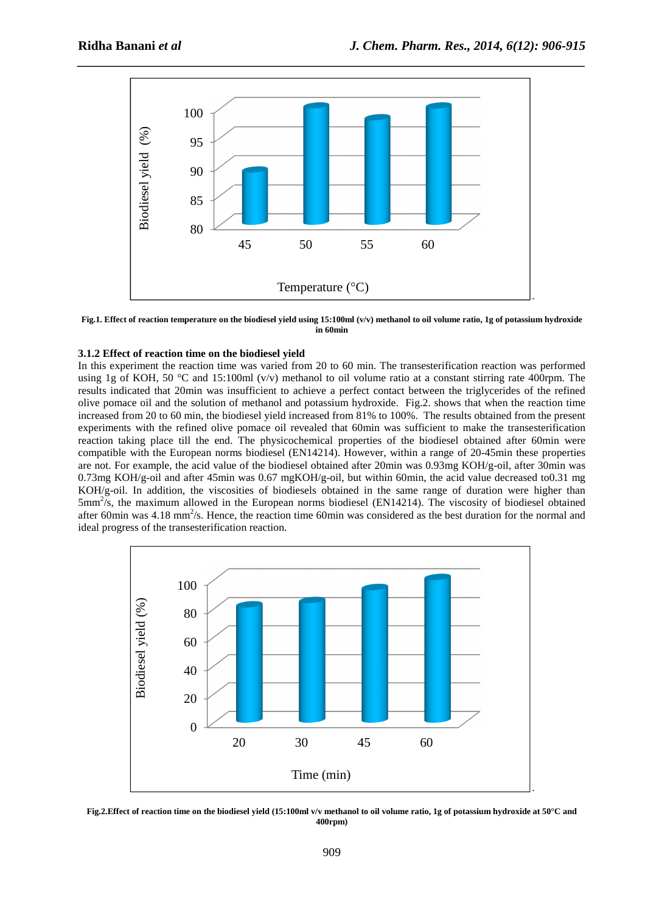**Fig.1. Effect of reaction temperature on the biodiesel yield using 15:100ml (v/v) methanol to oil volume ratio, 1g of potassium hydroxide in 60min**

### 3.1.2 Effect of reaction time on the biodiesel yield

In this experiment the reaction time was varied from 20 to 60 min. The transesterification reaction was performed using 1g of KOH, 50 °C and 15:100ml (v/v) methanol to oil volume ratio at a constant stirring rate 400rpm. The results indicated that 20min was insufficient to achieve a perfect contact between the triglycerides of the refined olive pomace oil and the solution of methanol and potassium hydroxide. Fig.2. shows that when the reaction time increased from 20 to 60 min, the biodiesel yield increased from 81% to 100%. The results obtained from the present experiments with the refined olive pomace oil revealed that 60min was sufficient to make the transesterification reaction taking place till the end. The physicochemical properties of the biodiesel obtained after 60min were compatible with the European norms biodiesel (EN14214). However, within a range of 20-45min these properties are not. For example, the acid value of the biodiesel obtained after 20min was 0.93mg KOH/g-oil, after 30min was 0.73mg KOH/g-oil and after 45min was 0.67 mgKOH/g-oil, but within 60min, the acid value decreased to0.31 mg KOH/g-oil. In addition, the viscosities of biodiesels obtained in the same range of duration were higher than 5mm$^2$/s, the maximum allowed in the European norms biodiesel (EN14214). The viscosity of biodiesel obtained after 60min was 4.18 mm$^2$/s. Hence, the reaction time 60min was considered as the best duration for the normal and ideal progress of the transesterification reaction.

**Fig.2.Effect of reaction time on the biodiesel yield (15:100ml v/v methanol to oil volume ratio, 1g of potassium hydroxide at 50°C and 400rpm)**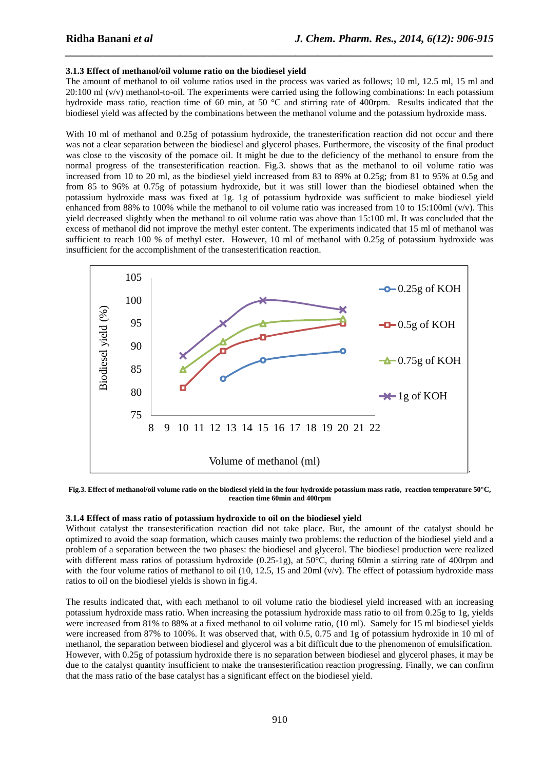### 3.1.3 Effect of methanol/oil volume ratio on the biodiesel yield

The amount of methanol to oil volume ratios used in the process was varied as follows; 10 ml, 12.5 ml, 15 ml and 20:100 ml (v/v) methanol-to-oil. The experiments were carried using the following combinations: In each potassium hydroxide mass ratio, reaction time of 60 min, at 50 °C and stirring rate of 400rpm. Results indicated that the biodiesel yield was affected by the combinations between the methanol volume and the potassium hydroxide mass.

With 10 ml of methanol and 0.25g of potassium hydroxide, the tranesterification reaction did not occur and there was not a clear separation between the biodiesel and glycerol phases. Furthermore, the viscosity of the final product was close to the viscosity of the pomace oil. It might be due to the deficiency of the methanol to ensure from the normal progress of the transesterification reaction. Fig.3. shows that as the methanol to oil volume ratio was increased from 10 to 20 ml, as the biodiesel yield increased from 83 to 89% at 0.25g; from 81 to 95% at 0.5g and from 85 to 96% at 0.75g of potassium hydroxide, but it was still lower than the biodiesel obtained when the potassium hydroxide mass was fixed at 1g. 1g of potassium hydroxide was sufficient to make biodiesel yield enhanced from 88% to 100% while the methanol to oil volume ratio was increased from 10 to 15:100ml (v/v). This yield decreased slightly when the methanol to oil volume ratio was above than 15:100 ml. It was concluded that the excess of methanol did not improve the methyl ester content. The experiments indicated that 15 ml of methanol was sufficient to reach 100 % of methyl ester. However, 10 ml of methanol with 0.25g of potassium hydroxide was insufficient for the accomplishment of the transesterification reaction.

**Fig.3. Effect of methanol/oil volume ratio on the biodiesel yield in the four hydroxide potassium mass ratio, reaction temperature 50°C, reaction time 60min and 400rpm**

### 3.1.4 Effect of mass ratio of potassium hydroxide to oil on the biodiesel yield

Without catalyst the transesterification reaction did not take place. But, the amount of the catalyst should be optimized to avoid the soap formation, which causes mainly two problems: the reduction of the biodiesel yield and a problem of a separation between the two phases: the biodiesel and glycerol. The biodiesel production were realized with different mass ratios of potassium hydroxide (0.25-1g), at 50°C, during 60min a stirring rate of 400rpm and with the four volume ratios of methanol to oil (10, 12.5, 15 and 20ml (v/v). The effect of potassium hydroxide mass ratios to oil on the biodiesel yields is shown in fig.4.

The results indicated that, with each methanol to oil volume ratio the biodiesel yield increased with an increasing potassium hydroxide mass ratio. When increasing the potassium hydroxide mass ratio to oil from 0.25g to 1g, yields were increased from 81% to 88% at a fixed methanol to oil volume ratio, (10 ml). Samely for 15 ml biodiesel yields were increased from 87% to 100%. It was observed that, with 0.5, 0.75 and 1g of potassium hydroxide in 10 ml of methanol, the separation between biodiesel and glycerol was a bit difficult due to the phenomenon of emulsification. However, with 0.25g of potassium hydroxide there is no separation between biodiesel and glycerol phases, it may be due to the catalyst quantity insufficient to make the transesterification reaction progressing. Finally, we can confirm that the mass ratio of the base catalyst has a significant effect on the biodiesel yield.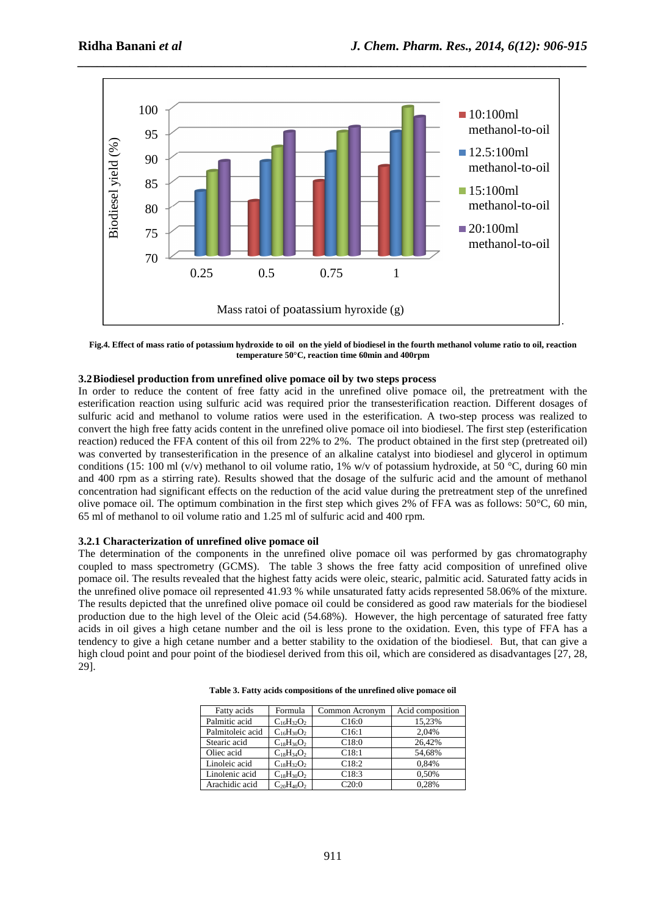Fig.4. Effect of mass ratio of potassium hydroxide to oil on the yield of biodiesel in the fourth methanol volume ratio to oil, reaction temperature 50°C, reaction time 60min and 400rpm

### 3.2 Biodiesel production from unrefined olive pomace oil by two steps process

In order to reduce the content of free fatty acid in the unrefined olive pomace oil, the pretreatment with the esterification reaction using sulfuric acid was required prior the transesterification reaction. Different dosages of sulfuric acid and methanol to volume ratios were used in the esterification. A two-step process was realized to convert the high free fatty acids content in the unrefined olive pomace oil into biodiesel. The first step (esterification reaction) reduced the FFA content of this oil from 22% to 2%. The product obtained in the first step (pretreated oil) was converted by transesterification in the presence of an alkaline catalyst into biodiesel and glycerol in optimum conditions (15: 100 ml (v/v) methanol to oil volume ratio, 1% w/v of potassium hydroxide, at 50 °C, during 60 min and 400 rpm as a stirring rate). Results showed that the dosage of the sulfuric acid and the amount of methanol concentration had significant effects on the reduction of the acid value during the pretreatment step of the unrefined olive pomace oil. The optimum combination in the first step which gives 2% of FFA was as follows: 50°C, 60 min, 65 ml of methanol to oil volume ratio and 1.25 ml of sulfuric acid and 400 rpm.

#### 3.2.1 Characterization of unrefined olive pomace oil

The determination of the components in the unrefined olive pomace oil was performed by gas chromatography coupled to mass spectrometry (GCMS). The table 3 shows the free fatty acid composition of unrefined olive pomace oil. The results revealed that the highest fatty acids were oleic, stearic, palmitic acid. Saturated fatty acids in the unrefined olive pomace oil represented 41.93 % while unsaturated fatty acids represented 58.06% of the mixture. The results depicted that the unrefined olive pomace oil could be considered as good raw materials for the biodiesel production due to the high level of the Oleic acid (54.68%). However, the high percentage of saturated free fatty acids in oil gives a high cetane number and the oil is less prone to the oxidation. Even, this type of FFA has a tendency to give a high cetane number and a better stability to the oxidation of the biodiesel. But, that can give a high cloud point and pour point of the biodiesel derived from this oil, which are considered as disadvantages [27, 28, 29].

**Table 3. Fatty acids compositions of the unrefined olive pomace oil**

| Fatty acids | Formula | Common Acronym | Acid composition |
|---|---|---|---|
| Palmitic acid | $C_{16}H_{32}O_2$ | C16:0 | 15,23% |
| Palmitoleic acid | $C_{16}H_{30}O_2$ | C16:1 | 2,04% |
| Stearic acid | $C_{18}H_{36}O_2$ | C18:0 | 26,42% |
| Oliec acid | $C_{18}H_{34}O_2$ | C18:1 | 54,68% |
| Linoleic acid | $C_{18}H_{32}O_2$ | C18:2 | 0,84% |
| Linolenic acid | $C_{18}H_{30}O_2$ | C18:3 | 0,50% |
| Arachidic acid | $C_{20}H_{40}O_2$ | C20:0 | 0,28% |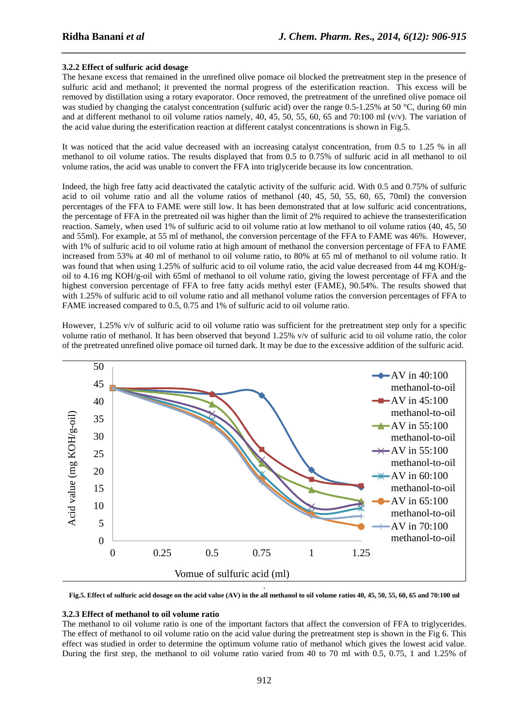### 3.2.2 Effect of sulfuric acid dosage

The hexane excess that remained in the unrefined olive pomace oil blocked the pretreatment step in the presence of sulfuric acid and methanol; it prevented the normal progress of the esterification reaction. This excess will be removed by distillation using a rotary evaporator. Once removed, the pretreatment of the unrefined olive pomace oil was studied by changing the catalyst concentration (sulfuric acid) over the range 0.5-1.25% at 50 °C, during 60 min and at different methanol to oil volume ratios namely, 40, 45, 50, 55, 60, 65 and 70:100 ml (v/v). The variation of the acid value during the esterification reaction at different catalyst concentrations is shown in Fig.5.

It was noticed that the acid value decreased with an increasing catalyst concentration, from 0.5 to 1.25 % in all methanol to oil volume ratios. The results displayed that from 0.5 to 0.75% of sulfuric acid in all methanol to oil volume ratios, the acid was unable to convert the FFA into triglyceride because its low concentration.

Indeed, the high free fatty acid deactivated the catalytic activity of the sulfuric acid. With 0.5 and 0.75% of sulfuric acid to oil volume ratio and all the volume ratios of methanol (40, 45, 50, 55, 60, 65, 70ml) the conversion percentages of the FFA to FAME were still low. It has been demonstrated that at low sulfuric acid concentrations, the percentage of FFA in the pretreated oil was higher than the limit of 2% required to achieve the transesterification reaction. Samely, when used 1% of sulfuric acid to oil volume ratio at low methanol to oil volume ratios (40, 45, 50 and 55ml). For example, at 55 ml of methanol, the conversion percentage of the FFA to FAME was 46%. However, with 1% of sulfuric acid to oil volume ratio at high amount of methanol the conversion percentage of FFA to FAME increased from 53% at 40 ml of methanol to oil volume ratio, to 80% at 65 ml of methanol to oil volume ratio. It was found that when using 1.25% of sulfuric acid to oil volume ratio, the acid value decreased from 44 mg KOH/g-oil to 4.16 mg KOH/g-oil with 65ml of methanol to oil volume ratio, giving the lowest percentage of FFA and the highest conversion percentage of FFA to free fatty acids methyl ester (FAME), 90.54%. The results showed that with 1.25% of sulfuric acid to oil volume ratio and all methanol volume ratios the conversion percentages of FFA to FAME increased compared to 0.5, 0.75 and 1% of sulfuric acid to oil volume ratio.

However, 1.25% v/v of sulfuric acid to oil volume ratio was sufficient for the pretreatment step only for a specific volume ratio of methanol. It has been observed that beyond 1.25% v/v of sulfuric acid to oil volume ratio, the color of the pretreated unrefined olive pomace oil turned dark. It may be due to the excessive addition of the sulfuric acid.

**Fig.5. Effect of sulfuric acid dosage on the acid value (AV) in the all methanol to oil volume ratios 40, 45, 50, 55, 60, 65 and 70:100 ml**

### 3.2.3 Effect of methanol to oil volume ratio

The methanol to oil volume ratio is one of the important factors that affect the conversion of FFA to triglycerides. The effect of methanol to oil volume ratio on the acid value during the pretreatment step is shown in the Fig 6. This effect was studied in order to determine the optimum volume ratio of methanol which gives the lowest acid value. During the first step, the methanol to oil volume ratio varied from 40 to 70 ml with 0.5, 0.75, 1 and 1.25% of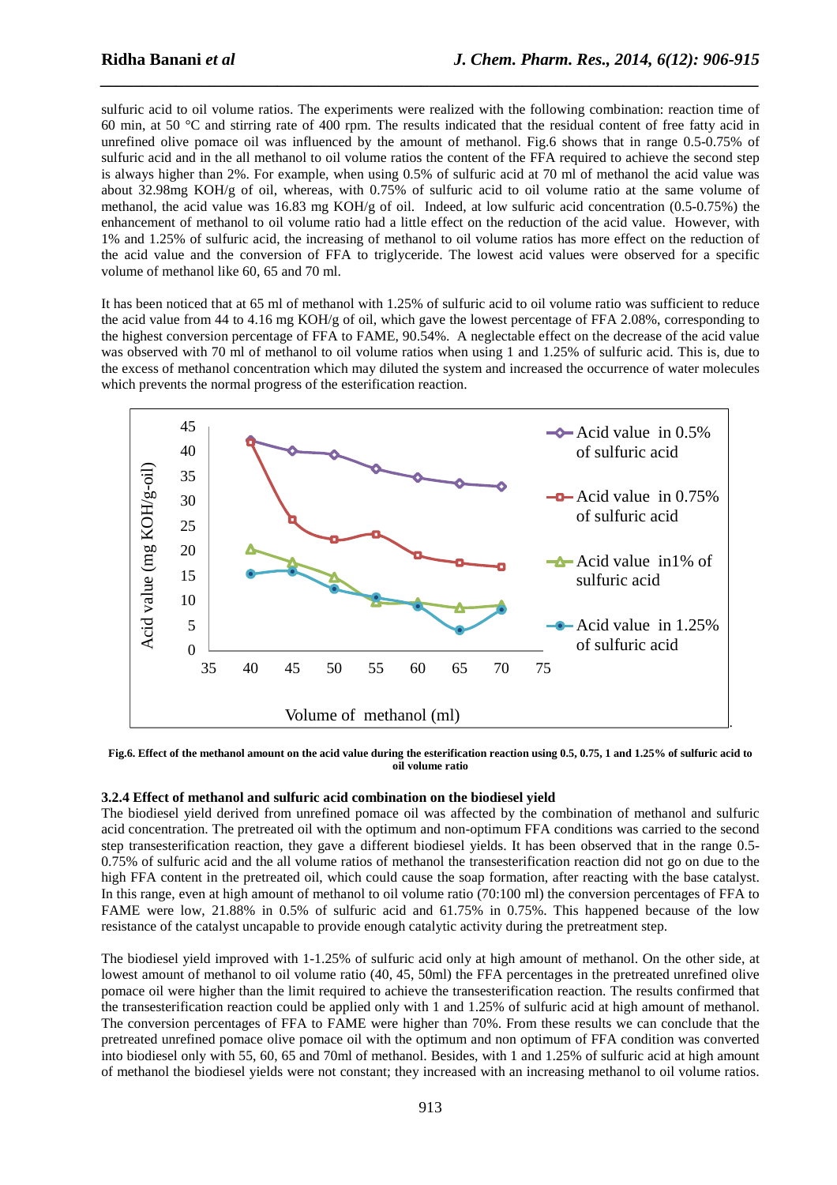sulfuric acid to oil volume ratios. The experiments were realized with the following combination: reaction time of 60 min, at 50 °C and stirring rate of 400 rpm. The results indicated that the residual content of free fatty acid in unrefined olive pomace oil was influenced by the amount of methanol. Fig.6 shows that in range 0.5-0.75% of sulfuric acid and in the all methanol to oil volume ratios the content of the FFA required to achieve the second step is always higher than 2%. For example, when using 0.5% of sulfuric acid at 70 ml of methanol the acid value was about 32.98mg KOH/g of oil, whereas, with 0.75% of sulfuric acid to oil volume ratio at the same volume of methanol, the acid value was 16.83 mg KOH/g of oil. Indeed, at low sulfuric acid concentration (0.5-0.75%) the enhancement of methanol to oil volume ratio had a little effect on the reduction of the acid value. However, with 1% and 1.25% of sulfuric acid, the increasing of methanol to oil volume ratios has more effect on the reduction of the acid value and the conversion of FFA to triglyceride. The lowest acid values were observed for a specific volume of methanol like 60, 65 and 70 ml.

It has been noticed that at 65 ml of methanol with 1.25% of sulfuric acid to oil volume ratio was sufficient to reduce the acid value from 44 to 4.16 mg KOH/g of oil, which gave the lowest percentage of FFA 2.08%, corresponding to the highest conversion percentage of FFA to FAME, 90.54%. A neglectable effect on the decrease of the acid value was observed with 70 ml of methanol to oil volume ratios when using 1 and 1.25% of sulfuric acid. This is, due to the excess of methanol concentration which may diluted the system and increased the occurrence of water molecules which prevents the normal progress of the esterification reaction.

**Fig.6. Effect of the methanol amount on the acid value during the esterification reaction using 0.5, 0.75, 1 and 1.25% of sulfuric acid to oil volume ratio**

### 3.2.4 Effect of methanol and sulfuric acid combination on the biodiesel yield

The biodiesel yield derived from unrefined pomace oil was affected by the combination of methanol and sulfuric acid concentration. The pretreated oil with the optimum and non-optimum FFA conditions was carried to the second step transesterification reaction, they gave a different biodiesel yields. It has been observed that in the range 0.5-0.75% of sulfuric acid and the all volume ratios of methanol the transesterification reaction did not go on due to the high FFA content in the pretreated oil, which could cause the soap formation, after reacting with the base catalyst. In this range, even at high amount of methanol to oil volume ratio (70:100 ml) the conversion percentages of FFA to FAME were low, 21.88% in 0.5% of sulfuric acid and 61.75% in 0.75%. This happened because of the low resistance of the catalyst uncapable to provide enough catalytic activity during the pretreatment step.

The biodiesel yield improved with 1-1.25% of sulfuric acid only at high amount of methanol. On the other side, at lowest amount of methanol to oil volume ratio (40, 45, 50ml) the FFA percentages in the pretreated unrefined olive pomace oil were higher than the limit required to achieve the transesterification reaction. The results confirmed that the transesterification reaction could be applied only with 1 and 1.25% of sulfuric acid at high amount of methanol. The conversion percentages of FFA to FAME were higher than 70%. From these results we can conclude that the pretreated unrefined pomace olive pomace oil with the optimum and non optimum of FFA condition was converted into biodiesel only with 55, 60, 65 and 70ml of methanol. Besides, with 1 and 1.25% of sulfuric acid at high amount of methanol the biodiesel yields were not constant; they increased with an increasing methanol to oil volume ratios.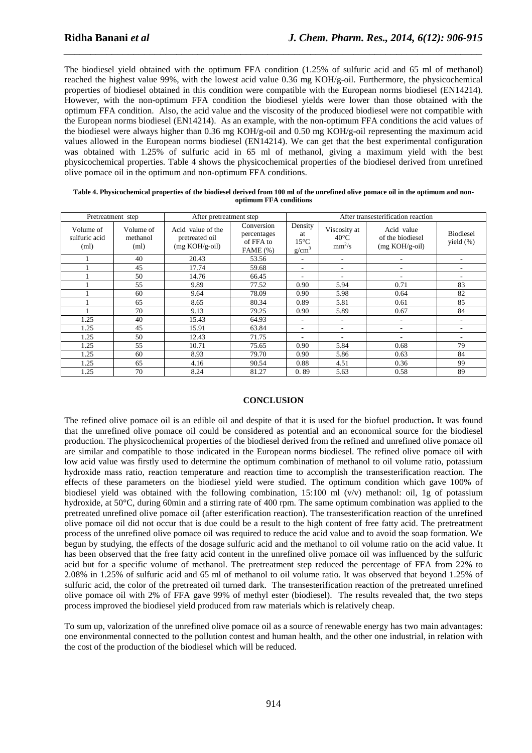The biodiesel yield obtained with the optimum FFA condition (1.25% of sulfuric acid and 65 ml of methanol) reached the highest value 99%, with the lowest acid value 0.36 mg KOH/g-oil. Furthermore, the physicochemical properties of biodiesel obtained in this condition were compatible with the European norms biodiesel (EN14214). However, with the non-optimum FFA condition the biodiesel yields were lower than those obtained with the optimum FFA condition. Also, the acid value and the viscosity of the produced biodiesel were not compatible with the European norms biodiesel (EN14214). As an example, with the non-optimum FFA conditions the acid values of the biodiesel were always higher than 0.36 mg KOH/g-oil and 0.50 mg KOH/g-oil representing the maximum acid values allowed in the European norms biodiesel (EN14214). We can get that the best experimental configuration was obtained with 1.25% of sulfuric acid in 65 ml of methanol, giving a maximum yield with the best physicochemical properties. Table 4 shows the physicochemical properties of the biodiesel derived from unrefined olive pomace oil in the optimum and non-optimum FFA conditions.

**Table 4. Physicochemical properties of the biodiesel derived from 100 ml of the unrefined olive pomace oil in the optimum and non-optimum FFA conditions**

| Pretreatment step | | After pretreatment step | | After transesterification reaction | | | |
|---|---|---|---|---|---|---|---|
| Volume of sulfuric acid (ml) | Volume of methanol (ml) | Acid value of the pretreated oil (mg KOH/g-oil) | Conversion percentages of FFA to FAME (%) | Density at 15°C $g/cm^3$ | Viscosity at 40°C $mm^2/s$ | Acid value of the biodiesel (mg KOH/g-oil) | Biodiesel yield (%) |
| 1 | 40 | 20.43 | 53.56 | - | - | - | - |
| 1 | 45 | 17.74 | 59.68 | - | - | - | - |
| 1 | 50 | 14.76 | 66.45 | - | - | - | - |
| 1 | 55 | 9.89 | 77.52 | 0.90 | 5.94 | 0.71 | 83 |
| 1 | 60 | 9.64 | 78.09 | 0.90 | 5.98 | 0.64 | 82 |
| 1 | 65 | 8.65 | 80.34 | 0.89 | 5.81 | 0.61 | 85 |
| 1 | 70 | 9.13 | 79.25 | 0.90 | 5.89 | 0.67 | 84 |
| 1.25 | 40 | 15.43 | 64.93 | - | - | - | - |
| 1.25 | 45 | 15.91 | 63.84 | - | - | - | - |
| 1.25 | 50 | 12.43 | 71.75 | - | - | - | - |
| 1.25 | 55 | 10.71 | 75.65 | 0.90 | 5.84 | 0.68 | 79 |
| 1.25 | 60 | 8.93 | 79.70 | 0.90 | 5.86 | 0.63 | 84 |
| 1.25 | 65 | 4.16 | 90.54 | 0.88 | 4.51 | 0.36 | 99 |
| 1.25 | 70 | 8.24 | 81.27 | 0. 89 | 5.63 | 0.58 | 89 |

## CONCLUSION

The refined olive pomace oil is an edible oil and despite of that it is used for the biofuel production**.** It was found that the unrefined olive pomace oil could be considered as potential and an economical source for the biodiesel production. The physicochemical properties of the biodiesel derived from the refined and unrefined olive pomace oil are similar and compatible to those indicated in the European norms biodiesel. The refined olive pomace oil with low acid value was firstly used to determine the optimum combination of methanol to oil volume ratio, potassium hydroxide mass ratio, reaction temperature and reaction time to accomplish the transesterification reaction. The effects of these parameters on the biodiesel yield were studied. The optimum condition which gave 100% of biodiesel yield was obtained with the following combination, 15:100 ml (v/v) methanol: oil, 1g of potassium hydroxide, at 50°C, during 60min and a stirring rate of 400 rpm. The same optimum combination was applied to the pretreated unrefined olive pomace oil (after esterification reaction). The transesterification reaction of the unrefined olive pomace oil did not occur that is due could be a result to the high content of free fatty acid. The pretreatment process of the unrefined olive pomace oil was required to reduce the acid value and to avoid the soap formation. We begun by studying, the effects of the dosage sulfuric acid and the methanol to oil volume ratio on the acid value. It has been observed that the free fatty acid content in the unrefined olive pomace oil was influenced by the sulfuric acid but for a specific volume of methanol. The pretreatment step reduced the percentage of FFA from 22% to 2.08% in 1.25% of sulfuric acid and 65 ml of methanol to oil volume ratio. It was observed that beyond 1.25% of sulfuric acid, the color of the pretreated oil turned dark. The transesterification reaction of the pretreated unrefined olive pomace oil with 2% of FFA gave 99% of methyl ester (biodiesel). The results revealed that, the two steps process improved the biodiesel yield produced from raw materials which is relatively cheap.

To sum up, valorization of the unrefined olive pomace oil as a source of renewable energy has two main advantages: one environmental connected to the pollution contest and human health, and the other one industrial, in relation with the cost of the production of the biodiesel which will be reduced.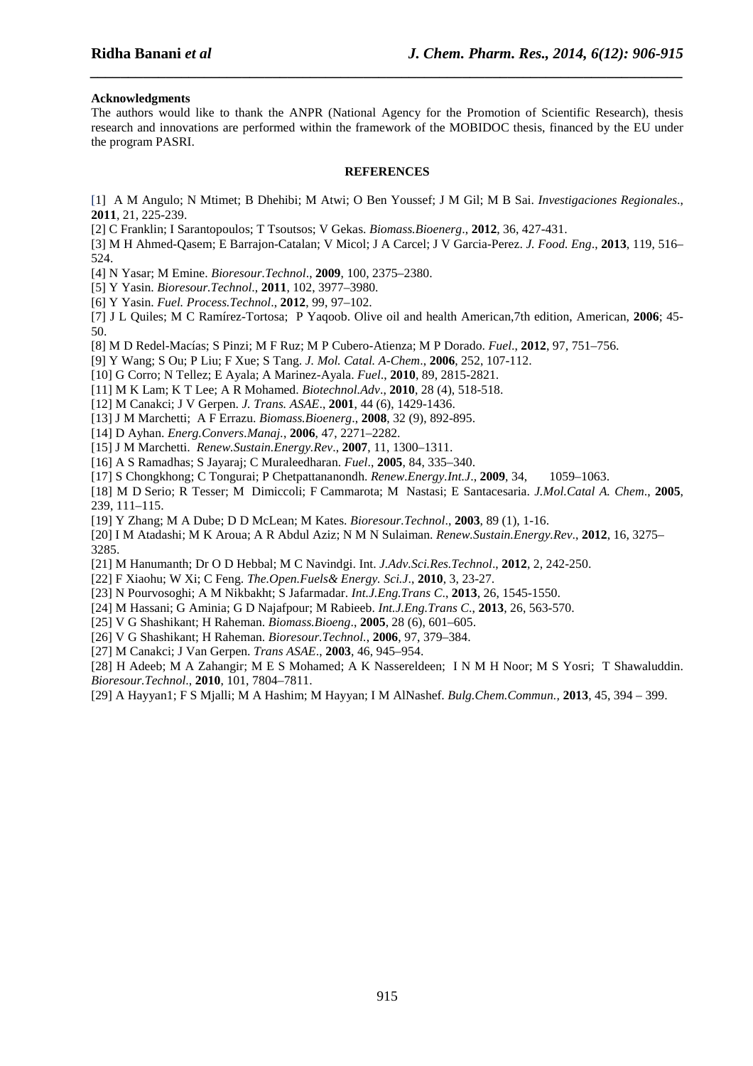**Acknowledgments**

The authors would like to thank the ANPR (National Agency for the Promotion of Scientific Research), thesis research and innovations are performed within the framework of the MOBIDOC thesis, financed by the EU under the program PASRI.

## REFERENCES

[1] A M Angulo; N Mtimet; B Dhehibi; M Atwi; O Ben Youssef; J M Gil; M B Sai. *Investigaciones Regionales*., **2011**, 21, 225-239.

[2] C Franklin; I Sarantopoulos; T Tsoutsos; V Gekas. *Biomass.Bioenerg*., **2012**, 36, 427-431.

[3] M H Ahmed-Qasem; E Barrajon-Catalan; V Micol; J A Carcel; J V Garcia-Perez. *J. Food. Eng*., **2013**, 119, 516–524.

[4] N Yasar; M Emine. *Bioresour.Technol*., **2009**, 100, 2375–2380.

[5] Y Yasin. *Bioresour.Technol*., **2011**, 102, 3977–3980.

[6] Y Yasin. *Fuel. Process.Technol*., **2012**, 99, 97–102.

[7] J L Quiles; M C Ramírez-Tortosa; P Yaqoob. Olive oil and health American,7th edition, American, **2006**; 45-50.

[8] M D Redel-Macías; S Pinzi; M F Ruz; M P Cubero-Atienza; M P Dorado. *Fuel*., **2012**, 97, 751–756.

[9] Y Wang; S Ou; P Liu; F Xue; S Tang. *J. Mol. Catal. A-Chem*., **2006**, 252, 107-112.

[10] G Corro; N Tellez; E Ayala; A Marinez-Ayala. *Fuel*., **2010**, 89, 2815-2821.

[11] M K Lam; K T Lee; A R Mohamed. *Biotechnol.Adv*., **2010**, 28 (4), 518-518.

[12] M Canakci; J V Gerpen. *J. Trans. ASAE*., **2001**, 44 (6), 1429-1436.

[13] J M Marchetti; A F Errazu. *Biomass.Bioenerg*., **2008**, 32 (9), 892-895.

[14] D Ayhan. *Energ.Convers.Manaj.*, **2006**, 47, 2271–2282.

[15] J M Marchetti. *Renew.Sustain.Energy.Rev*., **2007**, 11, 1300–1311.

[16] A S Ramadhas; S Jayaraj; C Muraleedharan. *Fuel*., **2005**, 84, 335–340.

[17] S Chongkhong; C Tongurai; P Chetpattananondh. *Renew.Energy.Int.J*., **2009**, 34, 1059–1063.

[18] M D Serio; R Tesser; M Dimiccoli; F Cammarota; M Nastasi; E Santacesaria. *J.Mol.Catal A. Chem*., **2005**, 239, 111–115.

[19] Y Zhang; M A Dube; D D McLean; M Kates. *Bioresour.Technol*., **2003**, 89 (1), 1-16.

[20] I M Atadashi; M K Aroua; A R Abdul Aziz; N M N Sulaiman. *Renew.Sustain.Energy.Rev*., **2012**, 16, 3275–3285.

[21] M Hanumanth; Dr O D Hebbal; M C Navindgi. Int. *J.Adv.Sci.Res.Technol*., **2012**, 2, 242-250.

[22] F Xiaohu; W Xi; C Feng. *The.Open.Fuels& Energy. Sci.J*., **2010**, 3, 23-27.

[23] N Pourvosoghi; A M Nikbakht; S Jafarmadar. *Int.J.Eng.Trans C*., **2013**, 26, 1545-1550.

[24] M Hassani; G Aminia; G D Najafpour; M Rabieeb. *Int.J.Eng.Trans C*., **2013**, 26, 563-570.

[25] V G Shashikant; H Raheman. *Biomass.Bioeng*., **2005**, 28 (6), 601–605.

[26] V G Shashikant; H Raheman. *Bioresour.Technol.*, **2006**, 97, 379–384.

[27] M Canakci; J Van Gerpen. *Trans ASAE*., **2003**, 46, 945–954.

[28] H Adeeb; M A Zahangir; M E S Mohamed; A K Nassereldeen; I N M H Noor; M S Yosri; T Shawaluddin. *Bioresour.Technol*., **2010**, 101, 7804–7811.

[29] A Hayyan1; F S Mjalli; M A Hashim; M Hayyan; I M AlNashef. *Bulg.Chem.Commun.*, **2013**, 45, 394 – 399.